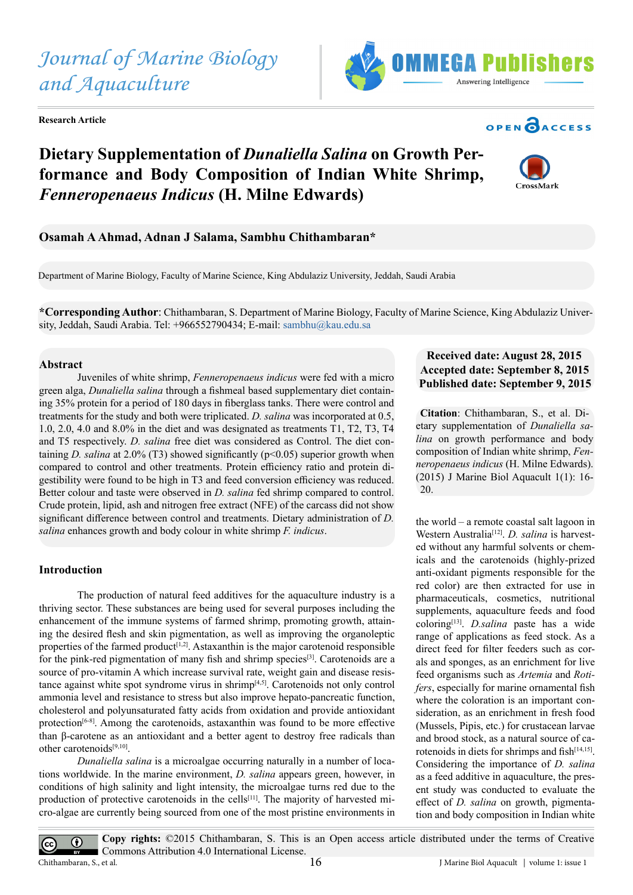Journal of Marine Biology and Aquaculture

Research Article

# Dietary Supplementation of *Dunaliella Salina* on Growth Performance and Body Composition of Indian White Shrimp, *Fenneropenaeus Indicus* (H. Milne Edwards)

**Osamah A Ahmad, Adnan J Salama, Sambhu Chithambaran***

Department of Marine Biology, Faculty of Marine Science, King Abdulaziz University, Jeddah, Saudi Arabia

***Corresponding Author**: Chithambaran, S. Department of Marine Biology, Faculty of Marine Science, King Abdulaziz University, Jeddah, Saudi Arabia. Tel: +966552790434; E-mail: sambhu@kau.edu.sa

**Received date: August 28, 2015**
**Accepted date: September 8, 2015**
**Published date: September 9, 2015**

**Citation**: Chithambaran, S., et al. Dietary supplementation of *Dunaliella salina* on growth performance and body composition of Indian white shrimp, *Fenneropenaeus indicus* (H. Milne Edwards). (2015) J Marine Biol Aquacult 1(1): 16-20.

## Abstract

Juveniles of white shrimp, *Fenneropenaeus indicus* were fed with a micro green alga, *Dunaliella salina* through a fishmeal based supplementary diet containing 35% protein for a period of 180 days in fiberglass tanks. There were control and treatments for the study and both were triplicated. *D. salina* was incorporated at 0.5, 1.0, 2.0, 4.0 and 8.0% in the diet and was designated as treatments T1, T2, T3, T4 and T5 respectively. *D. salina* free diet was considered as Control. The diet containing *D. salina* at 2.0% (T3) showed significantly ($p<0.05$) superior growth when compared to control and other treatments. Protein efficiency ratio and protein digestibility were found to be high in T3 and feed conversion efficiency was reduced. Better colour and taste were observed in *D. salina* fed shrimp compared to control. Crude protein, lipid, ash and nitrogen free extract (NFE) of the carcass did not show significant difference between control and treatments. Dietary administration of *D. salina* enhances growth and body colour in white shrimp *F. indicus*.

## Introduction

The production of natural feed additives for the aquaculture industry is a thriving sector. These substances are being used for several purposes including the enhancement of the immune systems of farmed shrimp, promoting growth, attaining the desired flesh and skin pigmentation, as well as improving the organoleptic properties of the farmed product[1,2]. Astaxanthin is the major carotenoid responsible for the pink-red pigmentation of many fish and shrimp species[3]. Carotenoids are a source of pro-vitamin A which increase survival rate, weight gain and disease resistance against white spot syndrome virus in shrimp[4,5]. Carotenoids not only control ammonia level and resistance to stress but also improve hepato-pancreatic function, cholesterol and polyunsaturated fatty acids from oxidation and provide antioxidant protection[6-8]. Among the carotenoids, astaxanthin was found to be more effective than β-carotene as an antioxidant and a better agent to destroy free radicals than other carotenoids[9,10].

*Dunaliella salina* is a microalgae occurring naturally in a number of locations worldwide. In the marine environment, *D. salina* appears green, however, in conditions of high salinity and light intensity, the microalgae turns red due to the production of protective carotenoids in the cells[11]. The majority of harvested micro-algae are currently being sourced from one of the most pristine environments in the world – a remote coastal salt lagoon in Western Australia[12]. *D. salina* is harvested without any harmful solvents or chemicals and the carotenoids (highly-prized anti-oxidant pigments responsible for the red color) are then extracted for use in pharmaceuticals, cosmetics, nutritional supplements, aquaculture feeds and food coloring[13]. *D.salina* paste has a wide range of applications as feed stock. As a direct feed for filter feeders such as corals and sponges, as an enrichment for live feed organisms such as *Artemia* and *Rotifers*, especially for marine ornamental fish where the coloration is an important consideration, as an enrichment in fresh food (Mussels, Pipis, etc.) for crustacean larvae and brood stock, as a natural source of carotenoids in diets for shrimps and fish[14,15]. Considering the importance of *D. salina* as a feed additive in aquaculture, the present study was conducted to evaluate the effect of *D. salina* on growth, pigmentation and body composition in Indian white

**Copy rights:** ©2015 Chithambaran, S. This is an Open access article distributed under the terms of Creative Commons Attribution 4.0 International License.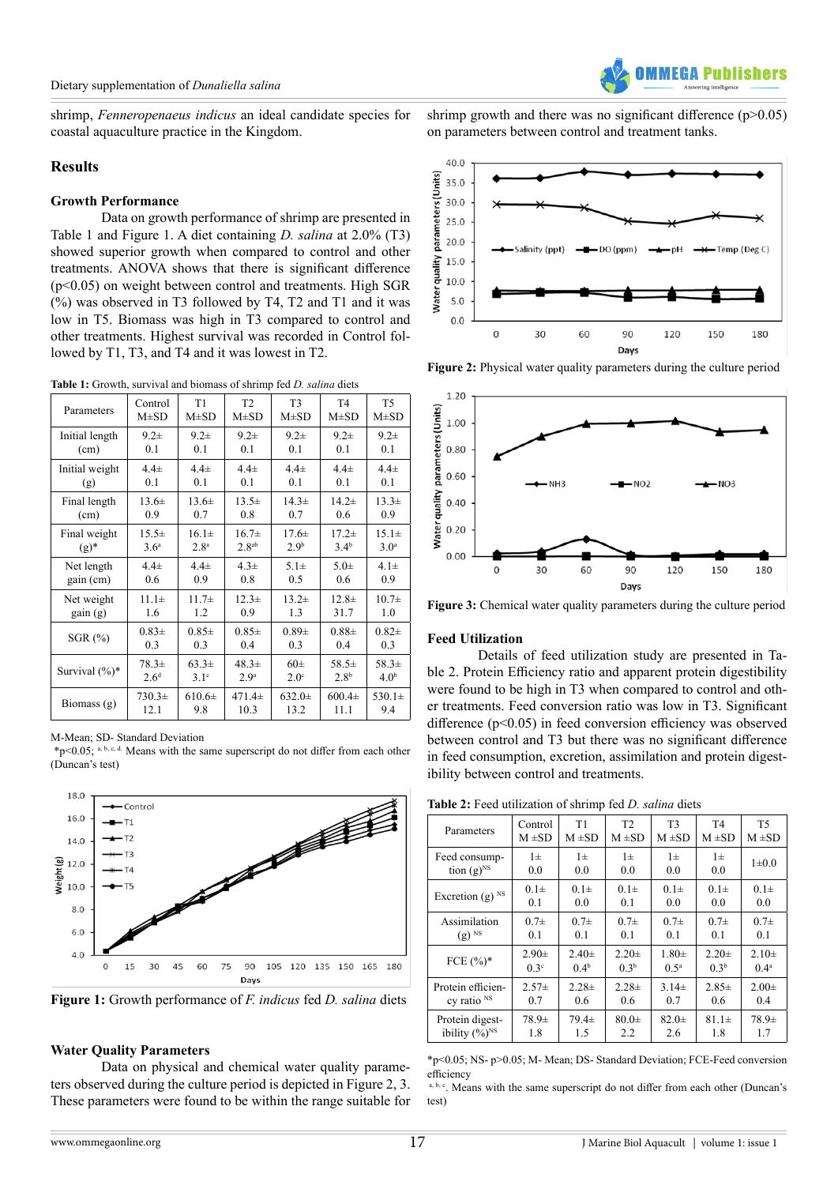shrimp, *Fenneropenaeus indicus* an ideal candidate species for coastal aquaculture practice in the Kingdom.

## Results

### Growth Performance

Data on growth performance of shrimp are presented in Table 1 and Figure 1. A diet containing *D. salina* at 2.0% (T3) showed superior growth when compared to control and other treatments. ANOVA shows that there is significant difference ($p<0.05$) on weight between control and treatments. High SGR (%) was observed in T3 followed by T4, T2 and T1 and it was low in T5. Biomass was high in T3 compared to control and other treatments. Highest survival was recorded in Control followed by T1, T3, and T4 and it was lowest in T2.

**Table 1:** Growth, survival and biomass of shrimp fed *D. salina* diets

| Parameters | Control M±SD | T1 M±SD | T2 M±SD | T3 M±SD | T4 M±SD | T5 M±SD |
|---|---|---|---|---|---|---|
| Initial length (cm) | 9.2± 0.1 | 9.2± 0.1 | 9.2± 0.1 | 9.2± 0.1 | 9.2± 0.1 | 9.2± 0.1 |
| Initial weight (g) | 4.4± 0.1 | 4.4± 0.1 | 4.4± 0.1 | 4.4± 0.1 | 4.4± 0.1 | 4.4± 0.1 |
| Final length (cm) | 13.6± 0.9 | 13.6± 0.7 | 13.5± 0.8 | 14.3± 0.7 | 14.2± 0.6 | 13.3± 0.9 |
| Final weight (g)* | 15.5± $3.6^{a}$ | 16.1± $2.8^{a}$ | 16.7± $2.8^{ab}$ | 17.6± $2.9^{b}$ | 17.2± $3.4^{b}$ | 15.1± $3.0^{a}$ |
| Net length gain (cm) | 4.4± 0.6 | 4.4± 0.9 | 4.3± 0.8 | 5.1± 0.5 | 5.0± 0.6 | 4.1± 0.9 |
| Net weight gain (g) | 11.1± 1.6 | 11.7± 1.2 | 12.3± 0.9 | 13.2± 1.3 | 12.8± 31.7 | 10.7± 1.0 |
| SGR (%) | 0.83± 0.3 | 0.85± 0.3 | 0.85± 0.4 | 0.89± 0.3 | 0.88± 0.4 | 0.82± 0.3 |
| Survival (%)* | 78.3± $2.6^{d}$ | 63.3± $3.1^{c}$ | 48.3± $2.9^{a}$ | 60± $2.0^{c}$ | 58.5± $2.8^{b}$ | 58.3± $4.0^{b}$ |
| Biomass (g) | 730.3± 12.1 | 610.6± 9.8 | 471.4± 10.3 | 632.0± 13.2 | 600.4± 11.1 | 530.1± 9.4 |

M-Mean; SD- Standard Deviation
*$p<0.05$; a, b, c, d. Means with the same superscript do not differ from each other (Duncan's test)

**Figure 1:** Growth performance of *F. indicus* fed *D. salina* diets

### Water Quality Parameters

Data on physical and chemical water quality parameters observed during the culture period is depicted in Figure 2, 3. These parameters were found to be within the range suitable for shrimp growth and there was no significant difference ($p>0.05$) on parameters between control and treatment tanks.

**Figure 2:** Physical water quality parameters during the culture period

**Figure 3:** Chemical water quality parameters during the culture period

### Feed Utilization

Details of feed utilization study are presented in Table 2. Protein Efficiency ratio and apparent protein digestibility were found to be high in T3 when compared to control and other treatments. Feed conversion ratio was low in T3. Significant difference ($p<0.05$) in feed conversion efficiency was observed between control and T3 but there was no significant difference in feed consumption, excretion, assimilation and protein digestibility between control and treatments.

**Table 2:** Feed utilization of shrimp fed *D. salina* diets

| Parameters | Control M ±SD | T1 M ±SD | T2 M ±SD | T3 M ±SD | T4 M ±SD | T5 M ±SD |
|---|---|---|---|---|---|---|
| Feed consumption (g)NS | 1± 0.0 | 1± 0.0 | 1± 0.0 | 1± 0.0 | 1± 0.0 | 1±0.0 |
| Excretion (g) NS | 0.1± 0.1 | 0.1± 0.0 | 0.1± 0.1 | 0.1± 0.0 | 0.1± 0.0 | 0.1± 0.0 |
| Assimilation (g) NS | 0.7± 0.1 | 0.7± 0.1 | 0.7± 0.1 | 0.7± 0.1 | 0.7± 0.1 | 0.7± 0.1 |
| FCE (%)* | 2.90± $0.3^{c}$ | 2.40± $0.4^{b}$ | 2.20± $0.3^{b}$ | 1.80± $0.5^{a}$ | 2.20± $0.3^{b}$ | 2.10± $0.4^{a}$ |
| Protein efficiency ratio NS | 2.57± 0.7 | 2.28± 0.6 | 2.28± 0.6 | 3.14± 0.7 | 2.85± 0.6 | 2.00± 0.4 |
| Protein digestibility (%)NS | 78.9± 1.8 | 79.4± 1.5 | 80.0± 2.2 | 82.0± 2.6 | 81.1± 1.8 | 78.9± 1.7 |

*$p<0.05$; NS- $p>0.05$; M- Mean; DS- Standard Deviation; FCE-Feed conversion efficiency
a, b, c. Means with the same superscript do not differ from each other (Duncan's test)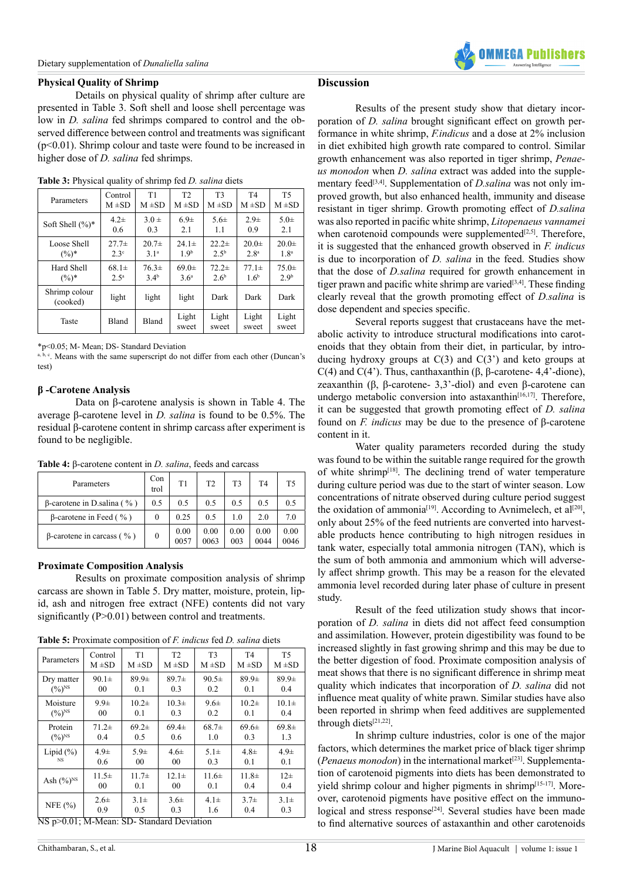## Physical Quality of Shrimp

Details on physical quality of shrimp after culture are presented in Table 3. Soft shell and loose shell percentage was low in *D. salina* fed shrimps compared to control and the observed difference between control and treatments was significant ($p<0.01$). Shrimp colour and taste were found to be increased in higher dose of *D. salina* fed shrimps.

**Table 3:** Physical quality of shrimp fed *D. salina* diets

| Parameters | Control M ±SD | T1 M ±SD | T2 M ±SD | T3 M ±SD | T4 M ±SD | T5 M ±SD |
|---|---|---|---|---|---|---|
| Soft Shell (%)* | 4.2± 0.6 | 3.0 ± 0.3 | 6.9± 2.1 | 5.6± 1.1 | 2.9± 0.9 | 5.0± 2.1 |
| Loose Shell (%)* | 27.7± 2.3[c] | 20.7± 3.1[a] | 24.1± 1.9[b] | 22.2± 2.5[b] | 20.0± 2.8[a] | 20.0± 1.8[a] |
| Hard Shell (%)* | 68.1± 2.5[a] | 76.3± 3.4[b] | 69.0± 3.6[a] | 72.2± 2.6[b] | 77.1± 1.6[b] | 75.0± 2.9[b] |
| Shrimp colour (cooked) | light | light | light | Dark | Dark | Dark |
| Taste | Bland | Bland | Light sweet | Light sweet | Light sweet | Light sweet |

*p<0.05; M- Mean; DS- Standard Deviation

[a, b, c]. Means with the same superscript do not differ from each other (Duncan's test)

## β -Carotene Analysis

Data on β-carotene analysis is shown in Table 4. The average β-carotene level in *D. salina* is found to be 0.5%. The residual β-carotene content in shrimp carcass after experiment is found to be negligible.

**Table 4:** β-carotene content in *D. salina*, feeds and carcass

| Parameters | Control | T1 | T2 | T3 | T4 | T5 |
|---|---|---|---|---|---|---|
| β-carotene in D.salina ( % ) | 0.5 | 0.5 | 0.5 | 0.5 | 0.5 | 0.5 |
| β-carotene in Feed ( % ) | 0 | 0.25 | 0.5 | 1.0 | 2.0 | 7.0 |
| β-carotene in carcass ( % ) | 0 | 0.00 0057 | 0.00 0063 | 0.00 003 | 0.00 0044 | 0.00 0046 |

## Proximate Composition Analysis

Results on proximate composition analysis of shrimp carcass are shown in Table 5. Dry matter, moisture, protein, lipid, ash and nitrogen free extract (NFE) contents did not vary significantly ($P>0.01$) between control and treatments.

**Table 5:** Proximate composition of *F. indicus* fed *D. salina* diets

| Parameters | Control M ±SD | T1 M ±SD | T2 M ±SD | T3 M ±SD | T4 M ±SD | T5 M ±SD |
|---|---|---|---|---|---|---|
| Dry matter (%)[NS] | 90.1± 00 | 89.9± 0.1 | 89.7± 0.3 | 90.5± 0.2 | 89.9± 0.1 | 89.9± 0.4 |
| Moisture (%)[NS] | 9.9± 00 | 10.2± 0.1 | 10.3± 0.3 | 9.6± 0.2 | 10.2± 0.1 | 10.1± 0.4 |
| Protein (%)[NS] | 71.2± 0.4 | 69.2± 0.5 | 69.4± 0.6 | 68.7± 1.0 | 69.6± 0.3 | 69.8± 1.3 |
| Lipid (%) [NS] | 4.9± 0.6 | 5.9± 00 | 4.6± 00 | 5.1± 0.3 | 4.8± 0.1 | 4.9± 0.1 |
| Ash (%)[NS] | 11.5± 00 | 11.7± 0.1 | 12.1± 00 | 11.6± 0.1 | 11.8± 0.4 | 12± 0.4 |
| NFE (%) | 2.6± 0.9 | 3.1± 0.5 | 3.6± 0.3 | 4.1± 1.6 | 3.7± 0.4 | 3.1± 0.3 |

NS p>0.01; M-Mean: SD- Standard Deviation

## Discussion

Results of the present study show that dietary incorporation of *D. salina* brought significant effect on growth performance in white shrimp, *F.indicus* and a dose at 2% inclusion in diet exhibited high growth rate compared to control. Similar growth enhancement was also reported in tiger shrimp, *Penaeus monodon* when *D. salina* extract was added into the supplementary feed[3,4]. Supplementation of *D.salina* was not only improved growth, but also enhanced health, immunity and disease resistant in tiger shrimp. Growth promoting effect of *D.salina* was also reported in pacific white shrimp, *Litopenaeus vannamei* when carotenoid compounds were supplemented[2,5]. Therefore, it is suggested that the enhanced growth observed in *F. indicus* is due to incorporation of *D. salina* in the feed. Studies show that the dose of *D.salina* required for growth enhancement in tiger prawn and pacific white shrimp are varied[3,4]. These finding clearly reveal that the growth promoting effect of *D.salina* is dose dependent and species specific.

Several reports suggest that crustaceans have the metabolic activity to introduce structural modifications into carotenoids that they obtain from their diet, in particular, by introducing hydroxy groups at C(3) and C(3') and keto groups at C(4) and C(4'). Thus, canthaxanthin (β, β-carotene- 4,4'-dione), zeaxanthin (β, β-carotene- 3,3'-diol) and even β-carotene can undergo metabolic conversion into astaxanthin[16,17]. Therefore, it can be suggested that growth promoting effect of *D. salina* found on *F. indicus* may be due to the presence of β-carotene content in it.

Water quality parameters recorded during the study was found to be within the suitable range required for the growth of white shrimp[18]. The declining trend of water temperature during culture period was due to the start of winter season. Low concentrations of nitrate observed during culture period suggest the oxidation of ammonia[19]. According to Avnimelech, et al[20], only about 25% of the feed nutrients are converted into harvestable products hence contributing to high nitrogen residues in tank water, especially total ammonia nitrogen (TAN), which is the sum of both ammonia and ammonium which will adversely affect shrimp growth. This may be a reason for the elevated ammonia level recorded during later phase of culture in present study.

Result of the feed utilization study shows that incorporation of *D. salina* in diets did not affect feed consumption and assimilation. However, protein digestibility was found to be increased slightly in fast growing shrimp and this may be due to the better digestion of food. Proximate composition analysis of meat shows that there is no significant difference in shrimp meat quality which indicates that incorporation of *D. salina* did not influence meat quality of white prawn. Similar studies have also been reported in shrimp when feed additives are supplemented through diets[21,22].

In shrimp culture industries, color is one of the major factors, which determines the market price of black tiger shrimp (*Penaeus monodon*) in the international market[23]. Supplementation of carotenoid pigments into diets has been demonstrated to yield shrimp colour and higher pigments in shrimp[15-17]. Moreover, carotenoid pigments have positive effect on the immunological and stress response[24]. Several studies have been made to find alternative sources of astaxanthin and other carotenoids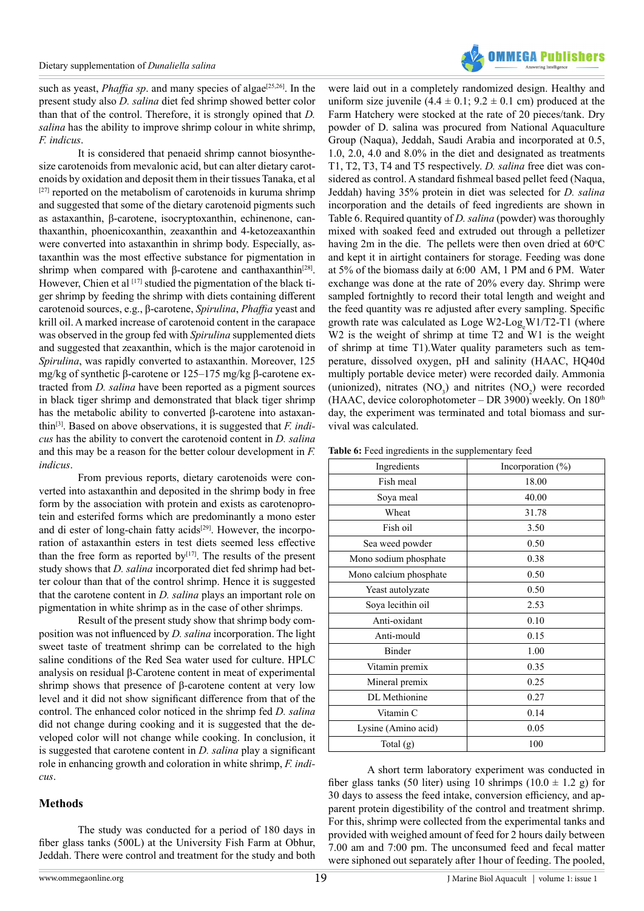such as yeast, *Phaffia sp*. and many species of algae[25,26]. In the present study also *D. salina* diet fed shrimp showed better color than that of the control. Therefore, it is strongly opined that *D. salina* has the ability to improve shrimp colour in white shrimp, *F. indicus*.

It is considered that penaeid shrimp cannot biosynthesize carotenoids from mevalonic acid, but can alter dietary carotenoids by oxidation and deposit them in their tissues Tanaka, et al [27] reported on the metabolism of carotenoids in kuruma shrimp and suggested that some of the dietary carotenoid pigments such as astaxanthin, β-carotene, isocryptoxanthin, echinenone, canthaxanthin, phoenicoxanthin, zeaxanthin and 4-ketozeaxanthin were converted into astaxanthin in shrimp body. Especially, astaxanthin was the most effective substance for pigmentation in shrimp when compared with β-carotene and canthaxanthin[28]. However, Chien et al [17] studied the pigmentation of the black tiger shrimp by feeding the shrimp with diets containing different carotenoid sources, e.g., β-carotene, *Spirulina*, *Phaffia* yeast and krill oil. A marked increase of carotenoid content in the carapace was observed in the group fed with *Spirulina* supplemented diets and suggested that zeaxanthin, which is the major carotenoid in *Spirulina*, was rapidly converted to astaxanthin. Moreover, 125 mg/kg of synthetic β-carotene or 125–175 mg/kg β-carotene extracted from *D. salina* have been reported as a pigment sources in black tiger shrimp and demonstrated that black tiger shrimp has the metabolic ability to converted β-carotene into astaxanthin[3]. Based on above observations, it is suggested that *F. indicus* has the ability to convert the carotenoid content in *D. salina* and this may be a reason for the better colour development in *F. indicus*.

From previous reports, dietary carotenoids were converted into astaxanthin and deposited in the shrimp body in free form by the association with protein and exists as carotenoprotein and esterifed forms which are predominantly a mono ester and di ester of long-chain fatty acids[29]. However, the incorporation of astaxanthin esters in test diets seemed less effective than the free form as reported by[17]. The results of the present study shows that *D. salina* incorporated diet fed shrimp had better colour than that of the control shrimp. Hence it is suggested that the carotene content in *D. salina* plays an important role on pigmentation in white shrimp as in the case of other shrimps.

Result of the present study show that shrimp body composition was not influenced by *D. salina* incorporation. The light sweet taste of treatment shrimp can be correlated to the high saline conditions of the Red Sea water used for culture. HPLC analysis on residual β-Carotene content in meat of experimental shrimp shows that presence of β-carotene content at very low level and it did not show significant difference from that of the control. The enhanced color noticed in the shrimp fed *D. salina* did not change during cooking and it is suggested that the developed color will not change while cooking. In conclusion, it is suggested that carotene content in *D. salina* play a significant role in enhancing growth and coloration in white shrimp, *F. indicus*.

## Methods

The study was conducted for a period of 180 days in fiber glass tanks (500L) at the University Fish Farm at Obhur, Jeddah. There were control and treatment for the study and both were laid out in a completely randomized design. Healthy and uniform size juvenile (4.4 ± 0.1; 9.2 ± 0.1 cm) produced at the Farm Hatchery were stocked at the rate of 20 pieces/tank. Dry powder of D. salina was procured from National Aquaculture Group (Naqua), Jeddah, Saudi Arabia and incorporated at 0.5, 1.0, 2.0, 4.0 and 8.0% in the diet and designated as treatments T1, T2, T3, T4 and T5 respectively. *D. salina* free diet was considered as control. A standard fishmeal based pellet feed (Naqua, Jeddah) having 35% protein in diet was selected for *D. salina* incorporation and the details of feed ingredients are shown in Table 6. Required quantity of *D. salina* (powder) was thoroughly mixed with soaked feed and extruded out through a pelletizer having 2m in the die. The pellets were then oven dried at 60°C and kept it in airtight containers for storage. Feeding was done at 5% of the biomass daily at 6:00 AM, 1 PM and 6 PM. Water exchange was done at the rate of 20% every day. Shrimp were sampled fortnightly to record their total length and weight and the feed quantity was re adjusted after every sampling. Specific growth rate was calculated as Loge W2-Log$_e$W1/T2-T1 (where W2 is the weight of shrimp at time T2 and W1 is the weight of shrimp at time T1).Water quality parameters such as temperature, dissolved oxygen, pH and salinity (HAAC, HQ40d multiply portable device meter) were recorded daily. Ammonia (unionized), nitrates ($NO_3$) and nitrites ($NO_2$) were recorded (HAAC, device colorophotometer – DR 3900) weekly. On 180th day, the experiment was terminated and total biomass and survival was calculated.

**Table 6:** Feed ingredients in the supplementary feed

| Ingredients | Incorporation (%) |
|---|---|
| Fish meal | 18.00 |
| Soya meal | 40.00 |
| Wheat | 31.78 |
| Fish oil | 3.50 |
| Sea weed powder | 0.50 |
| Mono sodium phosphate | 0.38 |
| Mono calcium phosphate | 0.50 |
| Yeast autolyzate | 0.50 |
| Soya lecithin oil | 2.53 |
| Anti-oxidant | 0.10 |
| Anti-mould | 0.15 |
| Binder | 1.00 |
| Vitamin premix | 0.35 |
| Mineral premix | 0.25 |
| DL Methionine | 0.27 |
| Vitamin C | 0.14 |
| Lysine (Amino acid) | 0.05 |
| Total (g) | 100 |

A short term laboratory experiment was conducted in fiber glass tanks (50 liter) using 10 shrimps (10.0 ± 1.2 g) for 30 days to assess the feed intake, conversion efficiency, and apparent protein digestibility of the control and treatment shrimp. For this, shrimp were collected from the experimental tanks and provided with weighed amount of feed for 2 hours daily between 7.00 am and 7:00 pm. The unconsumed feed and fecal matter were siphoned out separately after 1hour of feeding. The pooled,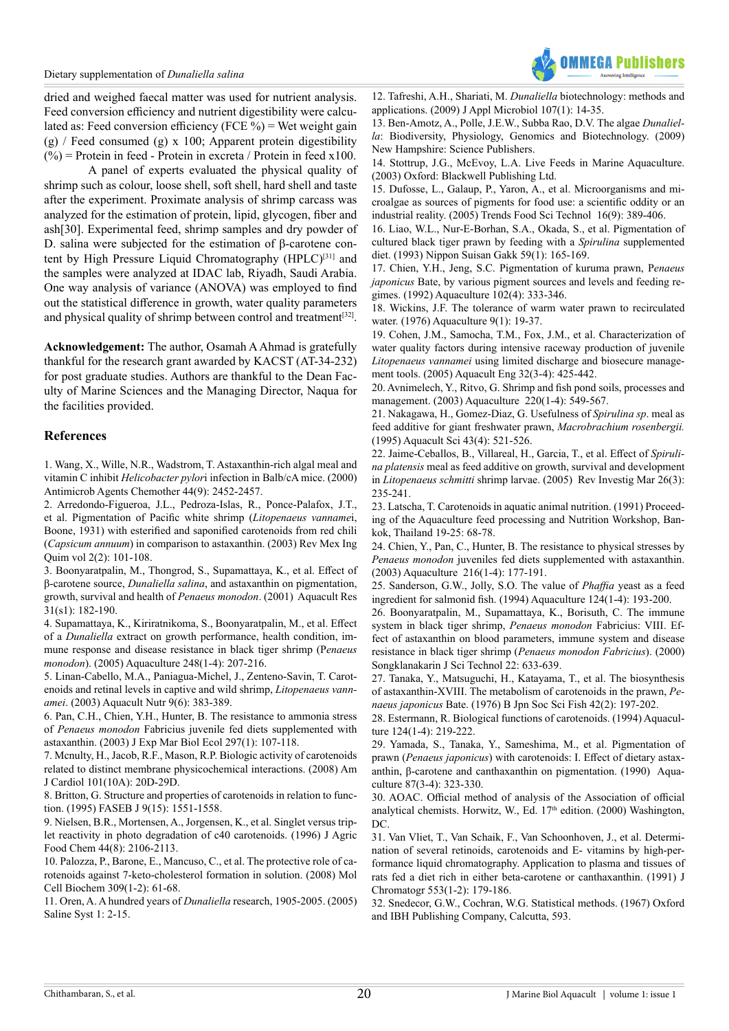dried and weighed faecal matter was used for nutrient analysis. Feed conversion efficiency and nutrient digestibility were calculated as: Feed conversion efficiency (FCE %) = Wet weight gain (g) / Feed consumed (g) x 100; Apparent protein digestibility (%) = Protein in feed - Protein in excreta / Protein in feed x100.

A panel of experts evaluated the physical quality of shrimp such as colour, loose shell, soft shell, hard shell and taste after the experiment. Proximate analysis of shrimp carcass was analyzed for the estimation of protein, lipid, glycogen, fiber and ash[30]. Experimental feed, shrimp samples and dry powder of D. salina were subjected for the estimation of β-carotene content by High Pressure Liquid Chromatography (HPLC)[31] and the samples were analyzed at IDAC lab, Riyadh, Saudi Arabia. One way analysis of variance (ANOVA) was employed to find out the statistical difference in growth, water quality parameters and physical quality of shrimp between control and treatment[32].

**Acknowledgement:** The author, Osamah A Ahmad is gratefully thankful for the research grant awarded by KACST (AT-34-232) for post graduate studies. Authors are thankful to the Dean Faculty of Marine Sciences and the Managing Director, Naqua for the facilities provided.

## References

1. Wang, X., Wille, N.R., Wadstrom, T. Astaxanthin-rich algal meal and vitamin C inhibit *Helicobacter pylori* infection in Balb/cA mice. (2000) Antimicrob Agents Chemother 44(9): 2452-2457.
2. Arredondo-Figueroa, J.L., Pedroza-Islas, R., Ponce-Palafox, J.T., et al. Pigmentation of Pacific white shrimp (*Litopenaeus vannamei*, Boone, 1931) with esterified and saponified carotenoids from red chili (*Capsicum annuum*) in comparison to astaxanthin. (2003) Rev Mex Ing Quim vol 2(2): 101-108.
3. Boonyaratpalin, M., Thongrod, S., Supamattaya, K., et al. Effect of β-carotene source, *Dunaliella salina*, and astaxanthin on pigmentation, growth, survival and health of *Penaeus monodon*. (2001) Aquacult Res 31(s1): 182-190.
4. Supamattaya, K., Kiriratnikoma, S., Boonyaratpalin, M., et al. Effect of a *Dunaliella* extract on growth performance, health condition, immune response and disease resistance in black tiger shrimp (P*enaeus monodon*). (2005) Aquaculture 248(1-4): 207-216.
5. Linan-Cabello, M.A., Paniagua-Michel, J., Zenteno-Savin, T. Carotenoids and retinal levels in captive and wild shrimp, *Litopenaeus vannamei*. (2003) Aquacult Nutr 9(6): 383-389.
6. Pan, C.H., Chien, Y.H., Hunter, B. The resistance to ammonia stress of *Penaeus monodon* Fabricius juvenile fed diets supplemented with astaxanthin. (2003) J Exp Mar Biol Ecol 297(1): 107-118.
7. Mcnulty, H., Jacob, R.F., Mason, R.P. Biologic activity of carotenoids related to distinct membrane physicochemical interactions. (2008) Am J Cardiol 101(10A): 20D-29D.
8. Britton, G. Structure and properties of carotenoids in relation to function. (1995) FASEB J 9(15): 1551-1558.
9. Nielsen, B.R., Mortensen, A., Jorgensen, K., et al. Singlet versus triplet reactivity in photo degradation of c40 carotenoids. (1996) J Agric Food Chem 44(8): 2106-2113.
10. Palozza, P., Barone, E., Mancuso, C., et al. The protective role of carotenoids against 7-keto-cholesterol formation in solution. (2008) Mol Cell Biochem 309(1-2): 61-68.
11. Oren, A. A hundred years of *Dunaliella* research, 1905-2005. (2005) Saline Syst 1: 2-15.
12. Tafreshi, A.H., Shariati, M. *Dunaliella* biotechnology: methods and applications. (2009) J Appl Microbiol 107(1): 14-35.
13. Ben-Amotz, A., Polle, J.E.W., Subba Rao, D.V. The algae *Dunaliella*: Biodiversity, Physiology, Genomics and Biotechnology. (2009) New Hampshire: Science Publishers.
14. Stottrup, J.G., McEvoy, L.A. Live Feeds in Marine Aquaculture. (2003) Oxford: Blackwell Publishing Ltd.
15. Dufosse, L., Galaup, P., Yaron, A., et al. Microorganisms and microalgae as sources of pigments for food use: a scientific oddity or an industrial reality. (2005) Trends Food Sci Technol 16(9): 389-406.
16. Liao, W.L., Nur-E-Borhan, S.A., Okada, S., et al. Pigmentation of cultured black tiger prawn by feeding with a *Spirulina* supplemented diet. (1993) Nippon Suisan Gakk 59(1): 165-169.
17. Chien, Y.H., Jeng, S.C. Pigmentation of kuruma prawn, P*enaeus japonicus* Bate, by various pigment sources and levels and feeding regimes. (1992) Aquaculture 102(4): 333-346.
18. Wickins, J.F. The tolerance of warm water prawn to recirculated water. (1976) Aquaculture 9(1): 19-37.
19. Cohen, J.M., Samocha, T.M., Fox, J.M., et al. Characterization of water quality factors during intensive raceway production of juvenile *Litopenaeus vannamei* using limited discharge and biosecure management tools. (2005) Aquacult Eng 32(3-4): 425-442.
20. Avnimelech, Y., Ritvo, G. Shrimp and fish pond soils, processes and management. (2003) Aquaculture 220(1-4): 549-567.
21. Nakagawa, H., Gomez-Diaz, G. Usefulness of *Spirulina sp*. meal as feed additive for giant freshwater prawn, *Macrobrachium rosenbergii.* (1995) Aquacult Sci 43(4): 521-526.
22. Jaime-Ceballos, B., Villareal, H., Garcia, T., et al. Effect of *Spirulina platensis* meal as feed additive on growth, survival and development in *Litopenaeus schmitti* shrimp larvae. (2005) Rev Investig Mar 26(3): 235-241.
23. Latscha, T. Carotenoids in aquatic animal nutrition. (1991) Proceeding of the Aquaculture feed processing and Nutrition Workshop, Bankok, Thailand 19-25: 68-78.
24. Chien, Y., Pan, C., Hunter, B. The resistance to physical stresses by *Penaeus monodon* juveniles fed diets supplemented with astaxanthin. (2003) Aquaculture 216(1-4): 177-191.
25. Sanderson, G.W., Jolly, S.O. The value of *Phaffia* yeast as a feed ingredient for salmonid fish. (1994) Aquaculture 124(1-4): 193-200.
26. Boonyaratpalin, M., Supamattaya, K., Borisuth, C. The immune system in black tiger shrimp, *Penaeus monodon* Fabricius: VIII. Effect of astaxanthin on blood parameters, immune system and disease resistance in black tiger shrimp (*Penaeus monodon Fabricius*). (2000) Songklanakarin J Sci Technol 22: 633-639.
27. Tanaka, Y., Matsuguchi, H., Katayama, T., et al. The biosynthesis of astaxanthin-XVIII. The metabolism of carotenoids in the prawn, *Penaeus japonicus* Bate. (1976) B Jpn Soc Sci Fish 42(2): 197-202.
28. Estermann, R. Biological functions of carotenoids. (1994) Aquaculture 124(1-4): 219-222.
29. Yamada, S., Tanaka, Y., Sameshima, M., et al. Pigmentation of prawn (*Penaeus japonicus*) with carotenoids: I. Effect of dietary astaxanthin, β-carotene and canthaxanthin on pigmentation. (1990) Aquaculture 87(3-4): 323-330.
30. AOAC. Official method of analysis of the Association of official analytical chemists. Horwitz, W., Ed. 17th edition. (2000) Washington, DC.
31. Van Vliet, T., Van Schaik, F., Van Schoonhoven, J., et al. Determination of several retinoids, carotenoids and E- vitamins by high-performance liquid chromatography. Application to plasma and tissues of rats fed a diet rich in either beta-carotene or canthaxanthin. (1991) J Chromatogr 553(1-2): 179-186.
32. Snedecor, G.W., Cochran, W.G. Statistical methods. (1967) Oxford and IBH Publishing Company, Calcutta, 593.